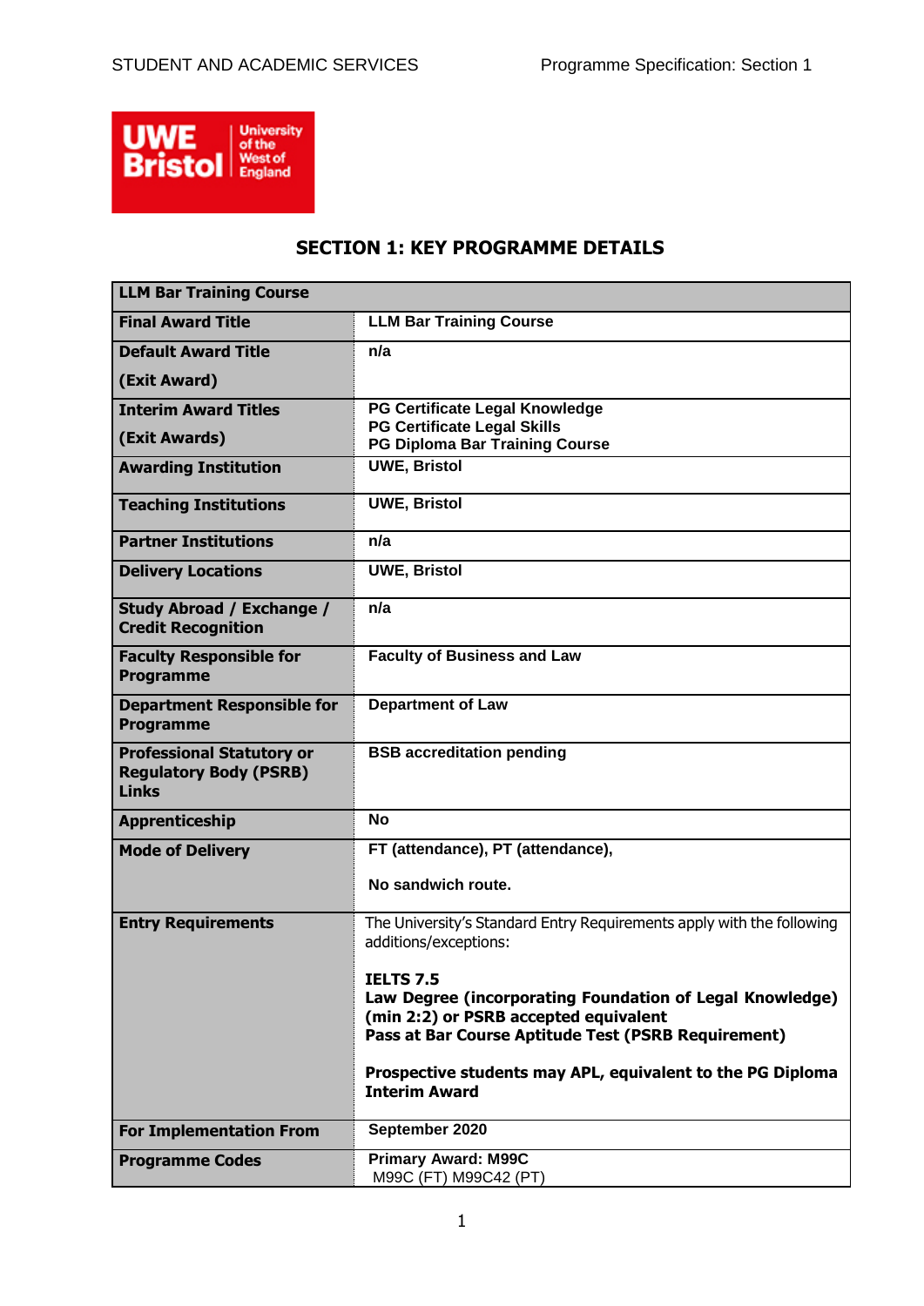## SECTION 1: KEY PROGRAMME DETAILS

| LLM Bar Training Course | |
|---|---|
| **Final Award Title** | **LLM Bar Training Course** |
| **Default Award Title (Exit Award)** | **n/a** |
| **Interim Award Titles (Exit Awards)** | **PG Certificate Legal Knowledge**<br>**PG Certificate Legal Skills**<br>**PG Diploma Bar Training Course** |
| **Awarding Institution** | **UWE, Bristol** |
| **Teaching Institutions** | **UWE, Bristol** |
| **Partner Institutions** | **n/a** |
| **Delivery Locations** | **UWE, Bristol** |
| **Study Abroad / Exchange / Credit Recognition** | **n/a** |
| **Faculty Responsible for Programme** | **Faculty of Business and Law** |
| **Department Responsible for Programme** | **Department of Law** |
| **Professional Statutory or Regulatory Body (PSRB) Links** | **BSB accreditation pending** |
| **Apprenticeship** | **No** |
| **Mode of Delivery** | **FT (attendance), PT (attendance),**<br><br>**No sandwich route.** |
| **Entry Requirements** | The University's Standard Entry Requirements apply with the following additions/exceptions:<br><br>**IELTS 7.5**<br>**Law Degree (incorporating Foundation of Legal Knowledge) (min 2:2) or PSRB accepted equivalent**<br>**Pass at Bar Course Aptitude Test (PSRB Requirement)**<br><br>**Prospective students may APL, equivalent to the PG Diploma Interim Award** |
| **For Implementation From** | **September 2020** |
| **Programme Codes** | **Primary Award: M99C**<br>M99C (FT) M99C42 (PT) |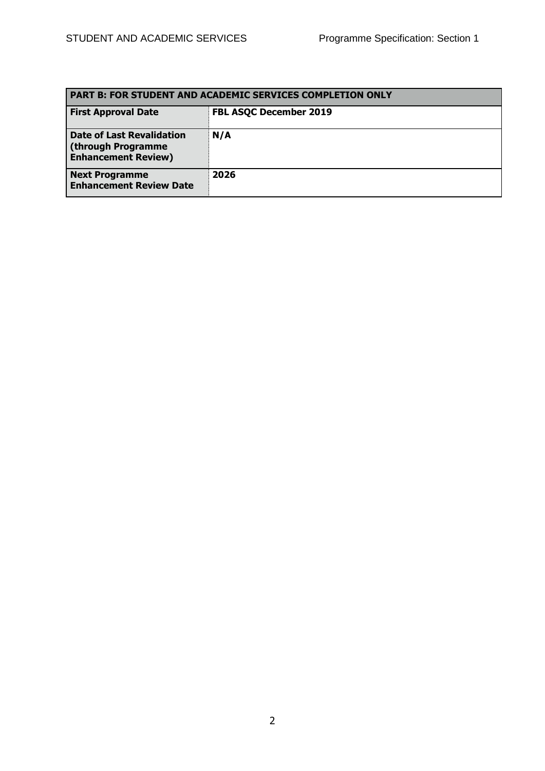| PART B: FOR STUDENT AND ACADEMIC SERVICES COMPLETION ONLY | |
|---|---|
| **First Approval Date** | **FBL ASQC December 2019** |
| **Date of Last Revalidation (through Programme Enhancement Review)** | **N/A** |
| **Next Programme Enhancement Review Date** | **2026** |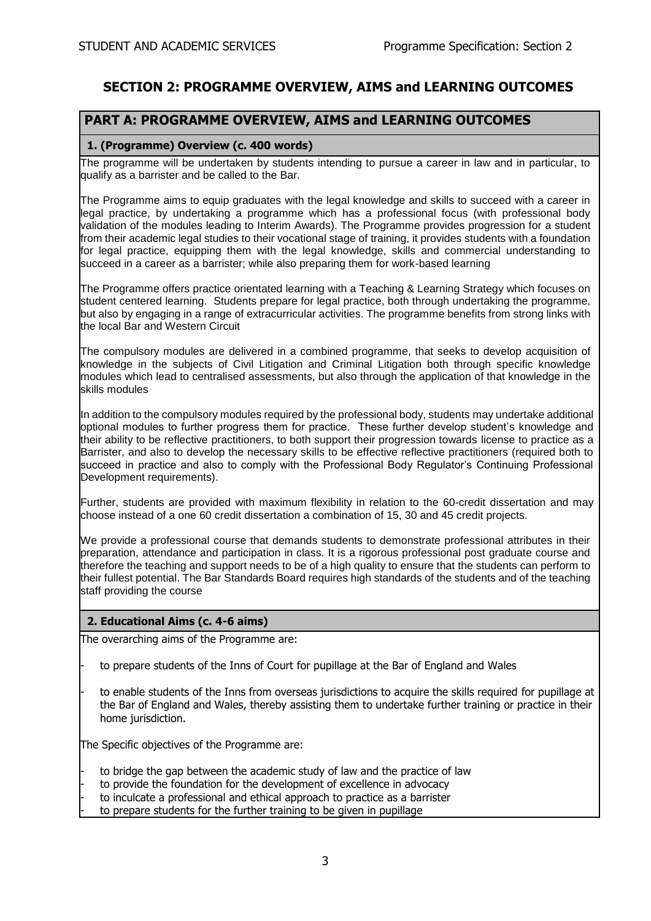# SECTION 2: PROGRAMME OVERVIEW, AIMS and LEARNING OUTCOMES

## PART A: PROGRAMME OVERVIEW, AIMS and LEARNING OUTCOMES

### 1. (Programme) Overview (c. 400 words)

The programme will be undertaken by students intending to pursue a career in law and in particular, to qualify as a barrister and be called to the Bar.

The Programme aims to equip graduates with the legal knowledge and skills to succeed with a career in legal practice, by undertaking a programme which has a professional focus (with professional body validation of the modules leading to Interim Awards). The Programme provides progression for a student from their academic legal studies to their vocational stage of training, it provides students with a foundation for legal practice, equipping them with the legal knowledge, skills and commercial understanding to succeed in a career as a barrister; while also preparing them for work-based learning

The Programme offers practice orientated learning with a Teaching & Learning Strategy which focuses on student centered learning. Students prepare for legal practice, both through undertaking the programme, but also by engaging in a range of extracurricular activities. The programme benefits from strong links with the local Bar and Western Circuit

The compulsory modules are delivered in a combined programme, that seeks to develop acquisition of knowledge in the subjects of Civil Litigation and Criminal Litigation both through specific knowledge modules which lead to centralised assessments, but also through the application of that knowledge in the skills modules

In addition to the compulsory modules required by the professional body, students may undertake additional optional modules to further progress them for practice. These further develop student's knowledge and their ability to be reflective practitioners, to both support their progression towards license to practice as a Barrister, and also to develop the necessary skills to be effective reflective practitioners (required both to succeed in practice and also to comply with the Professional Body Regulator's Continuing Professional Development requirements).

Further, students are provided with maximum flexibility in relation to the 60-credit dissertation and may choose instead of a one 60 credit dissertation a combination of 15, 30 and 45 credit projects.

We provide a professional course that demands students to demonstrate professional attributes in their preparation, attendance and participation in class. It is a rigorous professional post graduate course and therefore the teaching and support needs to be of a high quality to ensure that the students can perform to their fullest potential. The Bar Standards Board requires high standards of the students and of the teaching staff providing the course

### 2. Educational Aims (c. 4-6 aims)

The overarching aims of the Programme are:

- to prepare students of the Inns of Court for pupillage at the Bar of England and Wales
- to enable students of the Inns from overseas jurisdictions to acquire the skills required for pupillage at the Bar of England and Wales, thereby assisting them to undertake further training or practice in their home jurisdiction.

The Specific objectives of the Programme are:

- to bridge the gap between the academic study of law and the practice of law
- to provide the foundation for the development of excellence in advocacy
- to inculcate a professional and ethical approach to practice as a barrister
- to prepare students for the further training to be given in pupillage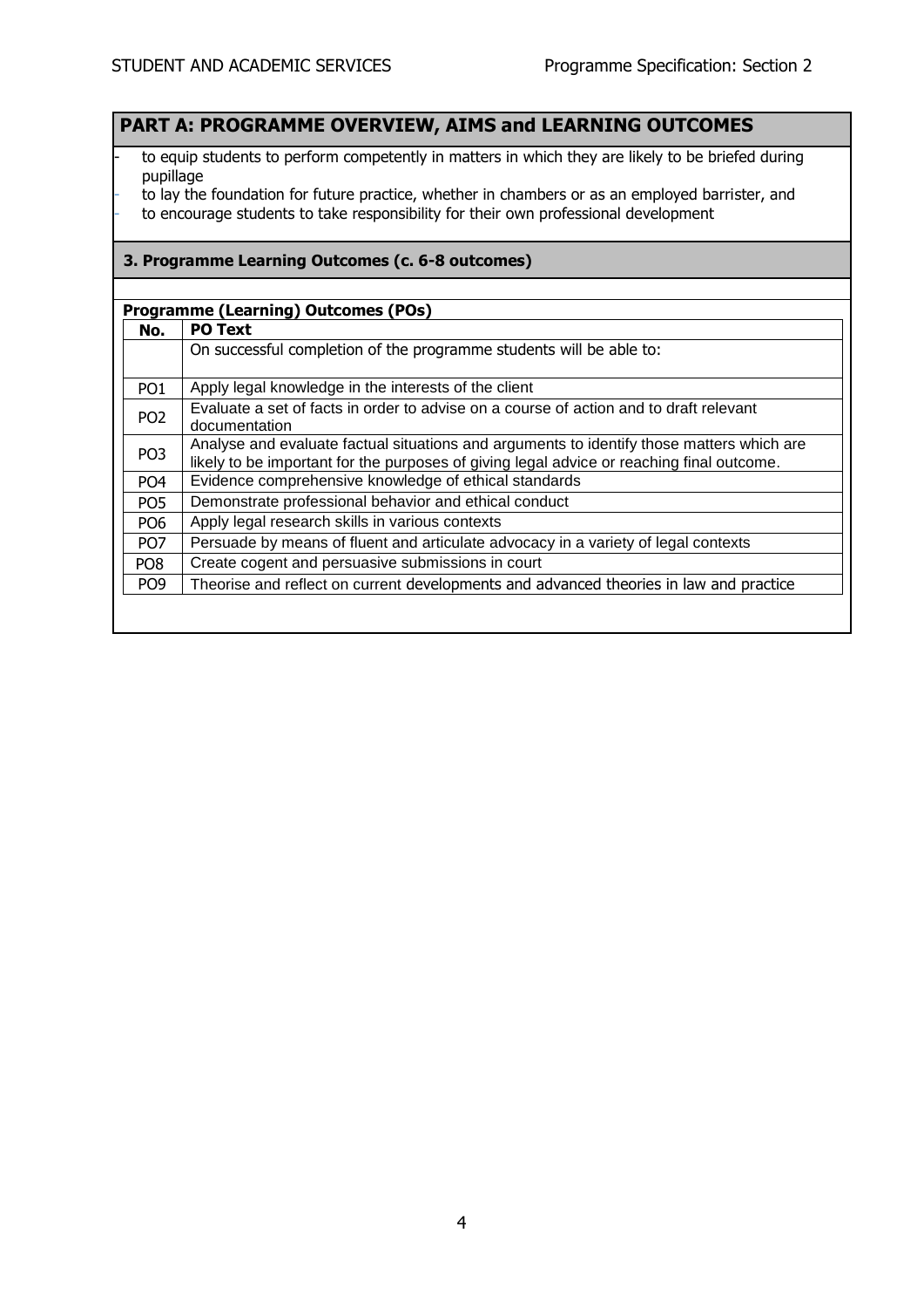## PART A: PROGRAMME OVERVIEW, AIMS and LEARNING OUTCOMES

- to equip students to perform competently in matters in which they are likely to be briefed during pupillage
- to lay the foundation for future practice, whether in chambers or as an employed barrister, and
- to encourage students to take responsibility for their own professional development

### 3. Programme Learning Outcomes (c. 6-8 outcomes)

**Programme (Learning) Outcomes (POs)**

| No. | PO Text |
|---|---|
| | On successful completion of the programme students will be able to: |
| PO1 | Apply legal knowledge in the interests of the client |
| PO2 | Evaluate a set of facts in order to advise on a course of action and to draft relevant documentation |
| PO3 | Analyse and evaluate factual situations and arguments to identify those matters which are likely to be important for the purposes of giving legal advice or reaching final outcome. |
| PO4 | Evidence comprehensive knowledge of ethical standards |
| PO5 | Demonstrate professional behavior and ethical conduct |
| PO6 | Apply legal research skills in various contexts |
| PO7 | Persuade by means of fluent and articulate advocacy in a variety of legal contexts |
| PO8 | Create cogent and persuasive submissions in court |
| PO9 | Theorise and reflect on current developments and advanced theories in law and practice |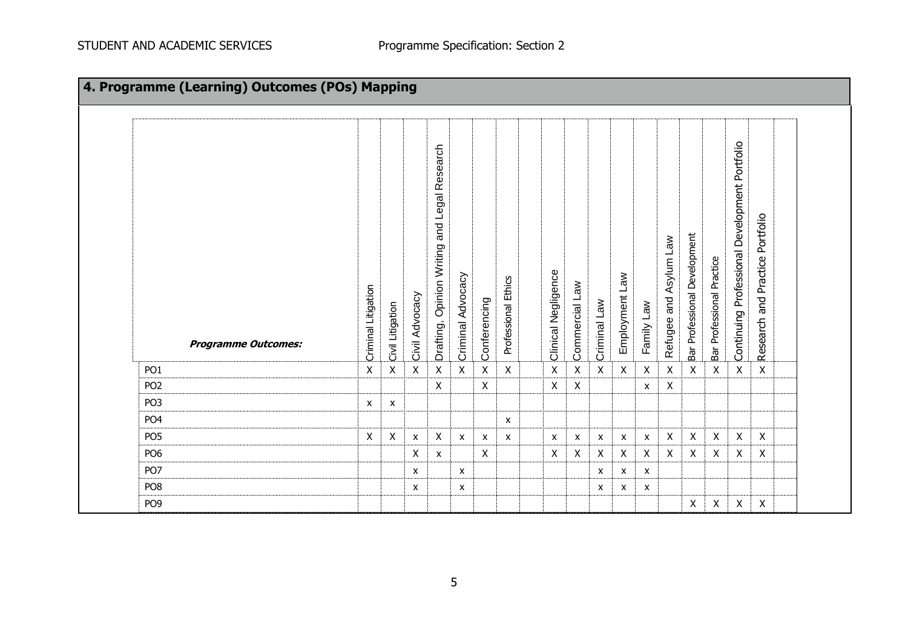## 4. Programme (Learning) Outcomes (POs) Mapping

| ***Programme Outcomes:*** | Criminal Litigation | Civil Litigation | Civil Advocacy | Drafting, Opinion Writing and Legal Research | Criminal Advocacy | Conferencing | Professional Ethics | | Clinical Negligence | Commercial Law | Criminal Law | Employment Law | Family Law | Refugee and Asylum Law | Bar Professional Development | Bar Professional Practice | Continuing Professional Development Portfolio | Research and Practice Portfolio | |
|---|---|---|---|---|---|---|---|---|---|---|---|---|---|---|---|---|---|---|---|
| PO1 | X | X | X | X | X | X | X | | X | X | X | X | X | X | X | X | X | X | |
| PO2 | | | | X | | X | | | X | X | | | x | X | | | | | |
| PO3 | x | x | | | | | | | | | | | | | | | | | |
| PO4 | | | | | | | x | | | | | | | | | | | | |
| PO5 | X | X | x | X | x | x | x | | x | x | x | x | x | X | X | X | X | X | |
| PO6 | | | X | x | | X | | | X | X | X | X | X | X | X | X | X | X | |
| PO7 | | | x | | x | | | | | | x | x | x | | | | | | |
| PO8 | | | x | | x | | | | | | x | x | x | | | | | | |
| PO9 | | | | | | | | | | | | | | | X | X | X | X | |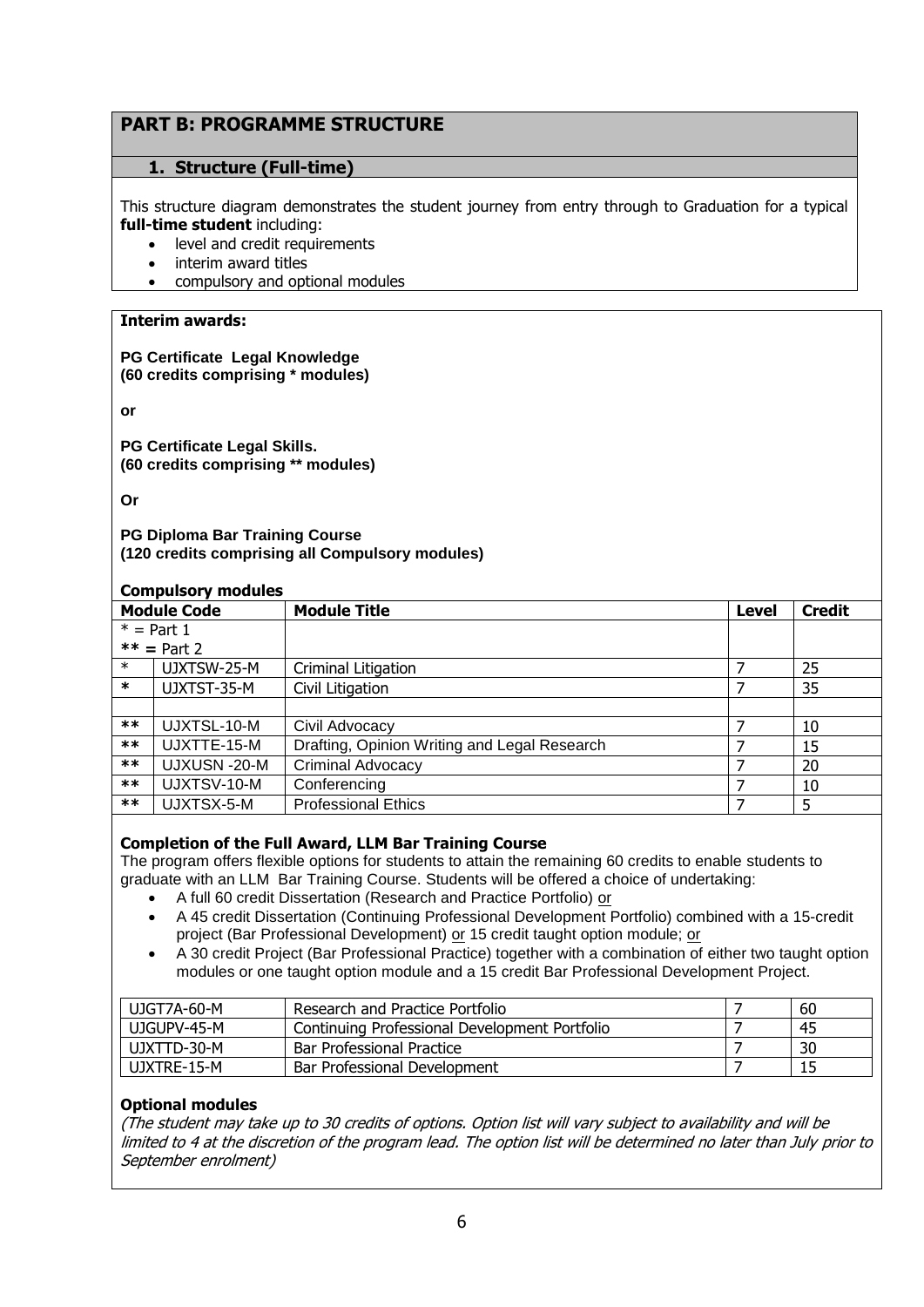## PART B: PROGRAMME STRUCTURE

### 1. Structure (Full-time)

This structure diagram demonstrates the student journey from entry through to Graduation for a typical **full-time student** including:

- level and credit requirements
- interim award titles
- compulsory and optional modules

**Interim awards:**

**PG Certificate Legal Knowledge**
**(60 credits comprising * modules)**

**or**

**PG Certificate Legal Skills.**
**(60 credits comprising ** modules)**

**Or**

**PG Diploma Bar Training Course**
**(120 credits comprising all Compulsory modules)**

**Compulsory modules**

| Module Code | | Module Title | Level | Credit |
|---|---|---|---|---|
| * = Part 1<br>** = Part 2 | | | | |
| * | UJXTSW-25-M | Criminal Litigation | 7 | 25 |
| * | UJXTST-35-M | Civil Litigation | 7 | 35 |
| | | | | |
| ** | UJXTSL-10-M | Civil Advocacy | 7 | 10 |
| ** | UJXTTE-15-M | Drafting, Opinion Writing and Legal Research | 7 | 15 |
| ** | UJXUSN -20-M | Criminal Advocacy | 7 | 20 |
| ** | UJXTSV-10-M | Conferencing | 7 | 10 |
| ** | UJXTSX-5-M | Professional Ethics | 7 | 5 |

**Completion of the Full Award, LLM Bar Training Course**

The program offers flexible options for students to attain the remaining 60 credits to enable students to graduate with an LLM Bar Training Course. Students will be offered a choice of undertaking:

- A full 60 credit Dissertation (Research and Practice Portfolio) or
- A 45 credit Dissertation (Continuing Professional Development Portfolio) combined with a 15-credit project (Bar Professional Development) or 15 credit taught option module; or
- A 30 credit Project (Bar Professional Practice) together with a combination of either two taught option modules or one taught option module and a 15 credit Bar Professional Development Project.

| Module Code | Module Title | Level | Credit |
|---|---|---|---|
| UJGT7A-60-M | Research and Practice Portfolio | 7 | 60 |
| UJGUPV-45-M | Continuing Professional Development Portfolio | 7 | 45 |
| UJXTTD-30-M | Bar Professional Practice | 7 | 30 |
| UJXTRE-15-M | Bar Professional Development | 7 | 15 |

**Optional modules**

*(The student may take up to 30 credits of options. Option list will vary subject to availability and will be limited to 4 at the discretion of the program lead. The option list will be determined no later than July prior to September enrolment)*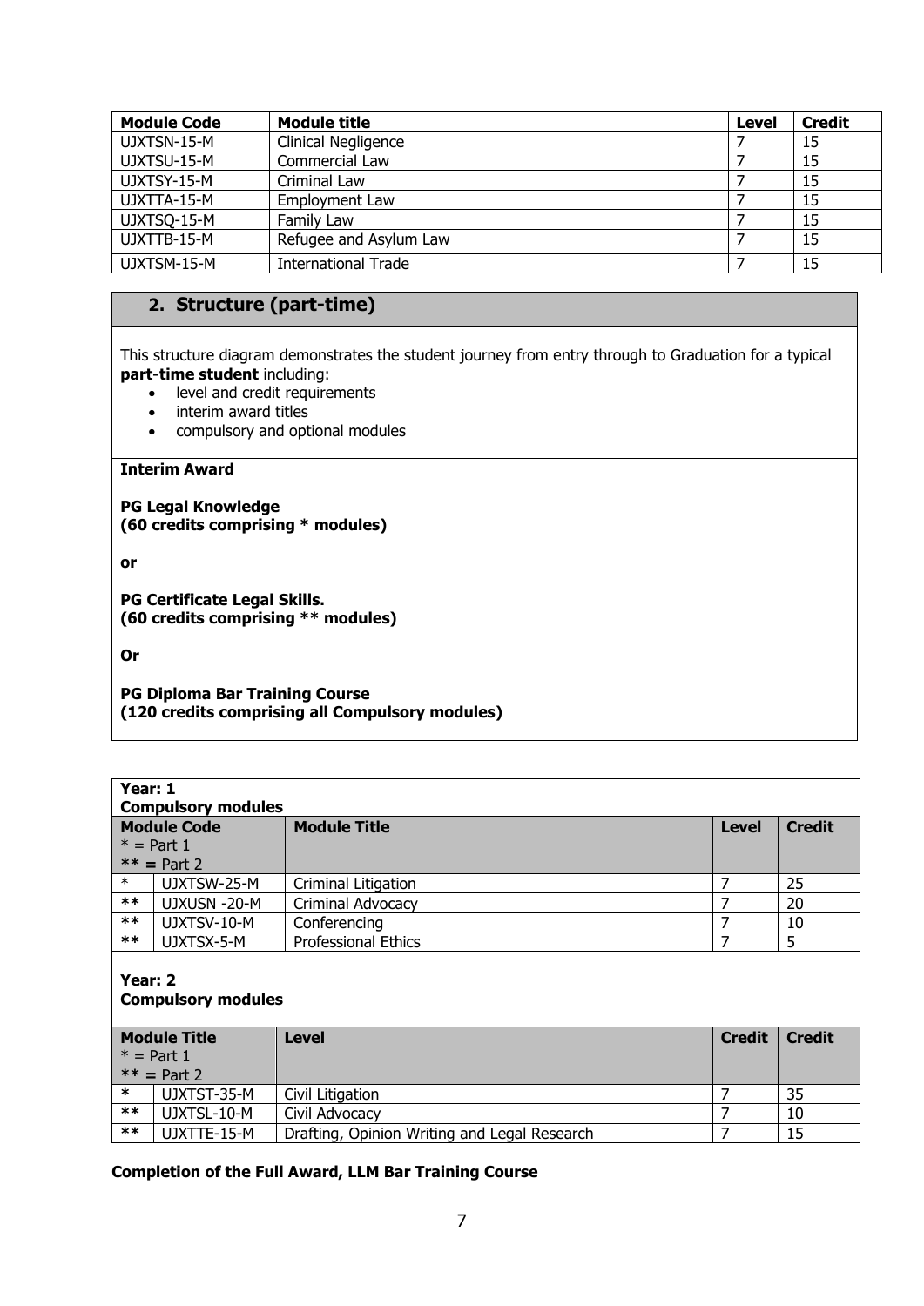| Module Code | Module title | Level | Credit |
|---|---|---|---|
| UJXTSN-15-M | Clinical Negligence | 7 | 15 |
| UJXTSU-15-M | Commercial Law | 7 | 15 |
| UJXTSY-15-M | Criminal Law | 7 | 15 |
| UJXTTA-15-M | Employment Law | 7 | 15 |
| UJXTSQ-15-M | Family Law | 7 | 15 |
| UJXTTB-15-M | Refugee and Asylum Law | 7 | 15 |
| UJXTSM-15-M | International Trade | 7 | 15 |

## 2. Structure (part-time)

This structure diagram demonstrates the student journey from entry through to Graduation for a typical **part-time student** including:

- level and credit requirements
- interim award titles
- compulsory and optional modules

**Interim Award**

**PG Legal Knowledge**
**(60 credits comprising * modules)**

**or**

**PG Certificate Legal Skills.**
**(60 credits comprising ** modules)**

**Or**

**PG Diploma Bar Training Course**
**(120 credits comprising all Compulsory modules)**

**Year: 1**
**Compulsory modules**

| Module Code * = Part 1 ** = Part 2 | | Module Title | Level | Credit |
|---|---|---|---|---|
| * | UJXTSW-25-M | Criminal Litigation | 7 | 25 |
| ** | UJXUSN -20-M | Criminal Advocacy | 7 | 20 |
| ** | UJXTSV-10-M | Conferencing | 7 | 10 |
| ** | UJXTSX-5-M | Professional Ethics | 7 | 5 |

**Year: 2**
**Compulsory modules**

| Module Title * = Part 1 ** = Part 2 | | Level | Credit | Credit |
|---|---|---|---|---|
| * | UJXTST-35-M | Civil Litigation | 7 | 35 |
| ** | UJXTSL-10-M | Civil Advocacy | 7 | 10 |
| ** | UJXTTE-15-M | Drafting, Opinion Writing and Legal Research | 7 | 15 |

**Completion of the Full Award, LLM Bar Training Course**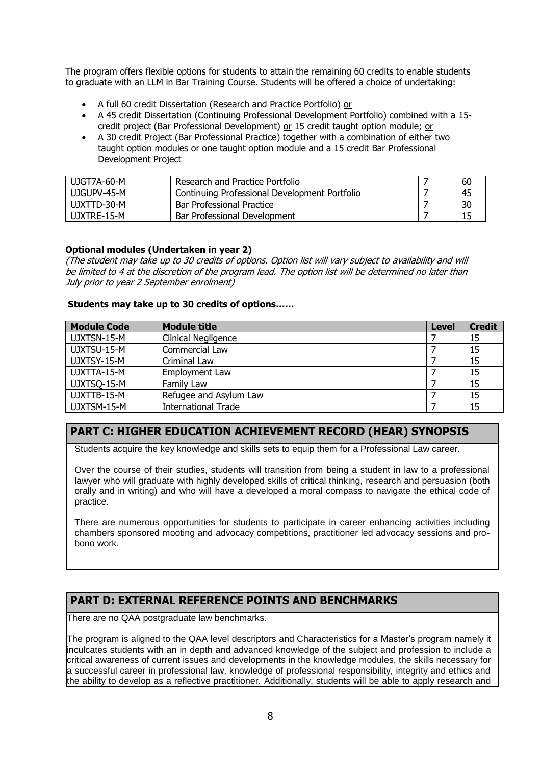The program offers flexible options for students to attain the remaining 60 credits to enable students to graduate with an LLM in Bar Training Course. Students will be offered a choice of undertaking:

- A full 60 credit Dissertation (Research and Practice Portfolio) or
- A 45 credit Dissertation (Continuing Professional Development Portfolio) combined with a 15-credit project (Bar Professional Development) or 15 credit taught option module; or
- A 30 credit Project (Bar Professional Practice) together with a combination of either two taught option modules or one taught option module and a 15 credit Bar Professional Development Project

| | | | |
|---|---|---|---|
| UJGT7A-60-M | Research and Practice Portfolio | 7 | 60 |
| UJGUPV-45-M | Continuing Professional Development Portfolio | 7 | 45 |
| UJXTTD-30-M | Bar Professional Practice | 7 | 30 |
| UJXTRE-15-M | Bar Professional Development | 7 | 15 |

**Optional modules (Undertaken in year 2)**

*(The student may take up to 30 credits of options. Option list will vary subject to availability and will be limited to 4 at the discretion of the program lead. The option list will be determined no later than July prior to year 2 September enrolment)*

**Students may take up to 30 credits of options……**

| Module Code | Module title | Level | Credit |
|---|---|---|---|
| UJXTSN-15-M | Clinical Negligence | 7 | 15 |
| UJXTSU-15-M | Commercial Law | 7 | 15 |
| UJXTSY-15-M | Criminal Law | 7 | 15 |
| UJXTTA-15-M | Employment Law | 7 | 15 |
| UJXTSQ-15-M | Family Law | 7 | 15 |
| UJXTTB-15-M | Refugee and Asylum Law | 7 | 15 |
| UJXTSM-15-M | International Trade | 7 | 15 |

## PART C: HIGHER EDUCATION ACHIEVEMENT RECORD (HEAR) SYNOPSIS

Students acquire the key knowledge and skills sets to equip them for a Professional Law career.

Over the course of their studies, students will transition from being a student in law to a professional lawyer who will graduate with highly developed skills of critical thinking, research and persuasion (both orally and in writing) and who will have a developed a moral compass to navigate the ethical code of practice.

There are numerous opportunities for students to participate in career enhancing activities including chambers sponsored mooting and advocacy competitions, practitioner led advocacy sessions and pro-bono work.

## PART D: EXTERNAL REFERENCE POINTS AND BENCHMARKS

There are no QAA postgraduate law benchmarks.

The program is aligned to the QAA level descriptors and Characteristics for a Master's program namely it inculcates students with an in depth and advanced knowledge of the subject and profession to include a critical awareness of current issues and developments in the knowledge modules, the skills necessary for a successful career in professional law, knowledge of professional responsibility, integrity and ethics and the ability to develop as a reflective practitioner. Additionally, students will be able to apply research and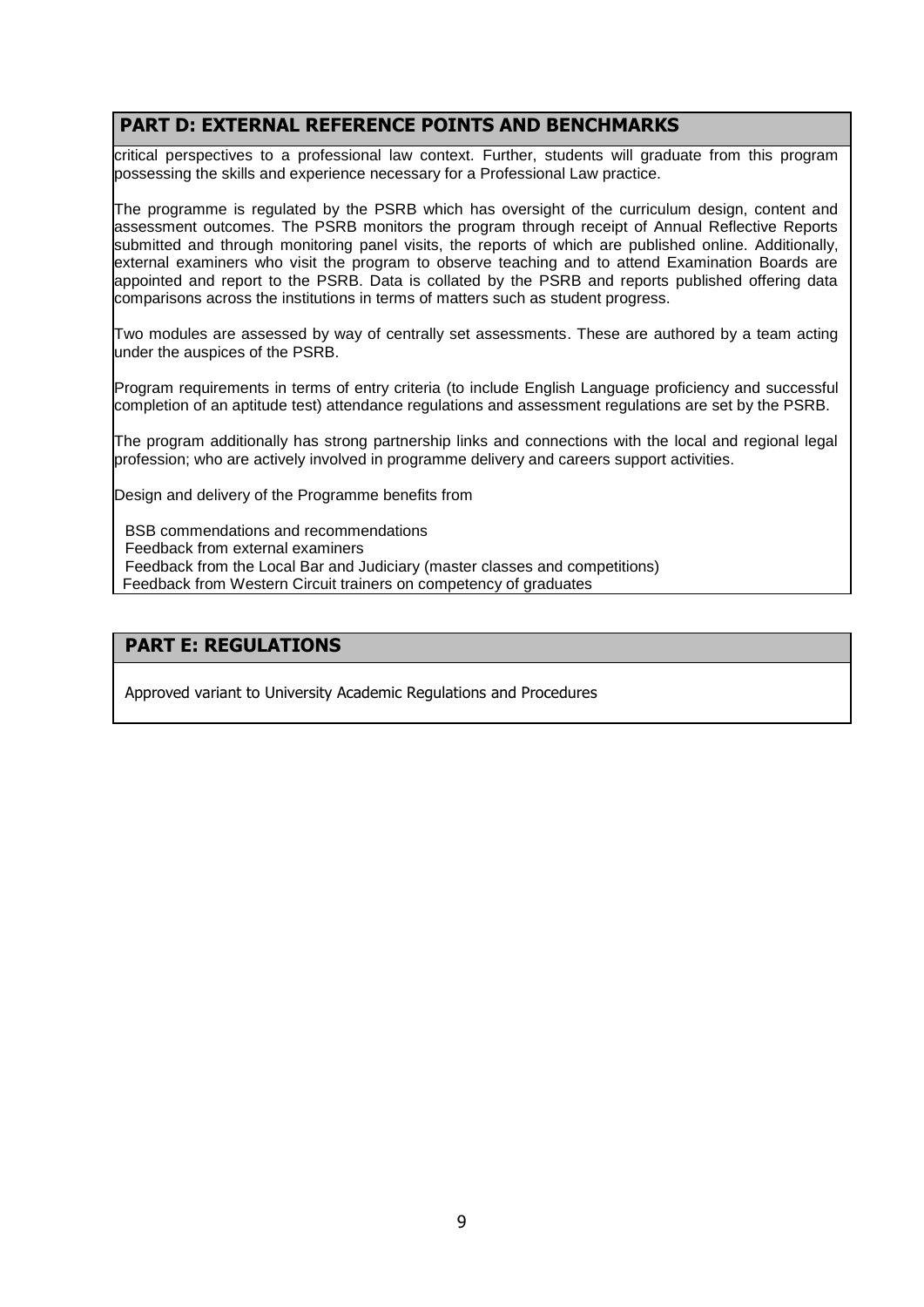## PART D: EXTERNAL REFERENCE POINTS AND BENCHMARKS

critical perspectives to a professional law context. Further, students will graduate from this program possessing the skills and experience necessary for a Professional Law practice.

The programme is regulated by the PSRB which has oversight of the curriculum design, content and assessment outcomes. The PSRB monitors the program through receipt of Annual Reflective Reports submitted and through monitoring panel visits, the reports of which are published online. Additionally, external examiners who visit the program to observe teaching and to attend Examination Boards are appointed and report to the PSRB. Data is collated by the PSRB and reports published offering data comparisons across the institutions in terms of matters such as student progress.

Two modules are assessed by way of centrally set assessments. These are authored by a team acting under the auspices of the PSRB.

Program requirements in terms of entry criteria (to include English Language proficiency and successful completion of an aptitude test) attendance regulations and assessment regulations are set by the PSRB.

The program additionally has strong partnership links and connections with the local and regional legal profession; who are actively involved in programme delivery and careers support activities.

Design and delivery of the Programme benefits from

- BSB commendations and recommendations
- Feedback from external examiners
- Feedback from the Local Bar and Judiciary (master classes and competitions)
- Feedback from Western Circuit trainers on competency of graduates

## PART E: REGULATIONS

Approved variant to University Academic Regulations and Procedures